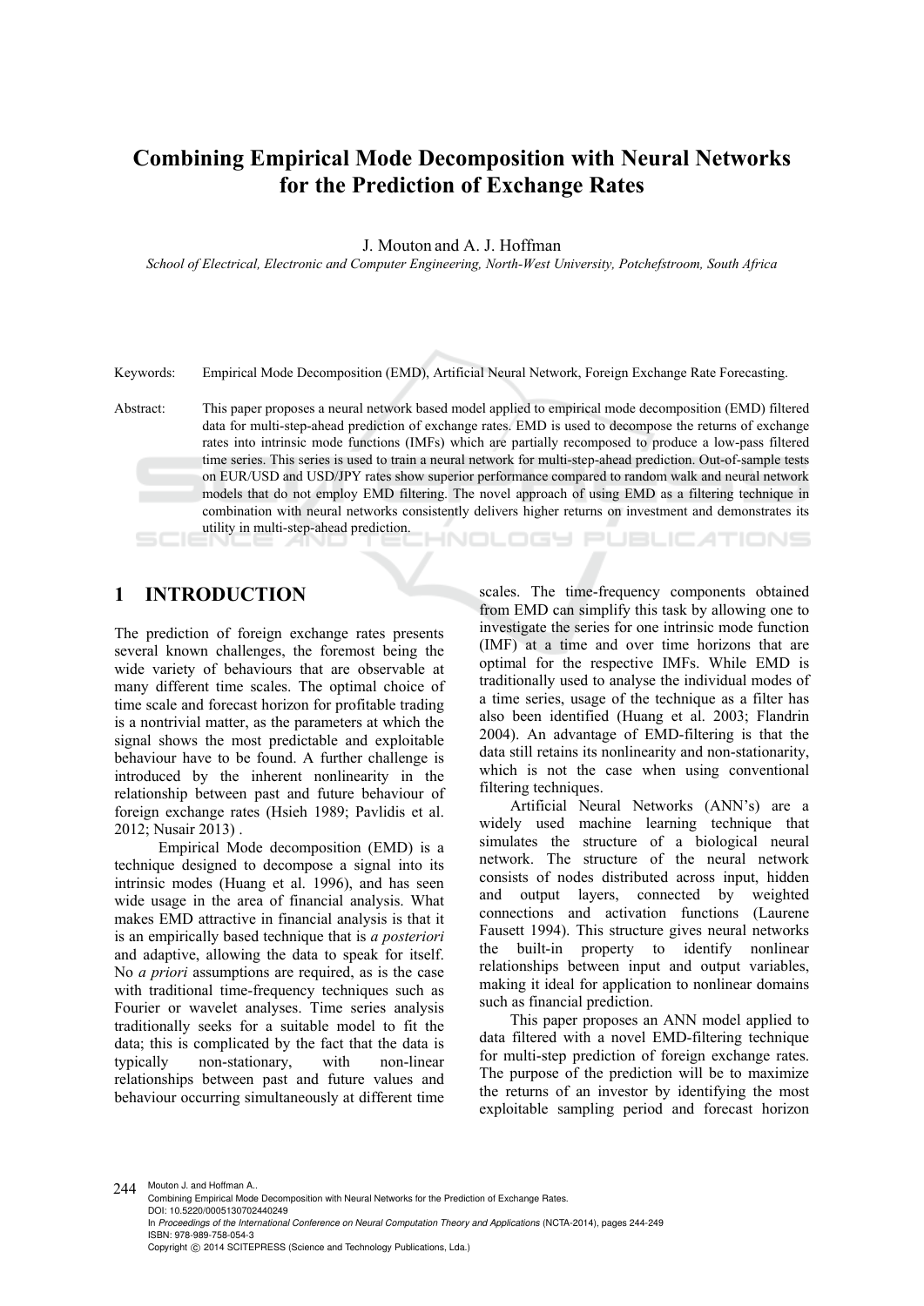# Combining Empirical Mode Decomposition with Neural Networks for the Prediction of Exchange Rates

J. Mouton and A. J. Hoffman

*School of Electrical, Electronic and Computer Engineering, North-West University, Potchefstroom, South Africa*

Keywords: Empirical Mode Decomposition (EMD), Artificial Neural Network, Foreign Exchange Rate Forecasting.

Abstract: This paper proposes a neural network based model applied to empirical mode decomposition (EMD) filtered data for multi-step-ahead prediction of exchange rates. EMD is used to decompose the returns of exchange rates into intrinsic mode functions (IMFs) which are partially recomposed to produce a low-pass filtered time series. This series is used to train a neural network for multi-step-ahead prediction. Out-of-sample tests on EUR/USD and USD/JPY rates show superior performance compared to random walk and neural network models that do not employ EMD filtering. The novel approach of using EMD as a filtering technique in combination with neural networks consistently delivers higher returns on investment and demonstrates its utility in multi-step-ahead prediction.

## 1 INTRODUCTION

The prediction of foreign exchange rates presents several known challenges, the foremost being the wide variety of behaviours that are observable at many different time scales. The optimal choice of time scale and forecast horizon for profitable trading is a nontrivial matter, as the parameters at which the signal shows the most predictable and exploitable behaviour have to be found. A further challenge is introduced by the inherent nonlinearity in the relationship between past and future behaviour of foreign exchange rates (Hsieh 1989; Pavlidis et al. 2012; Nusair 2013) .

Empirical Mode decomposition (EMD) is a technique designed to decompose a signal into its intrinsic modes (Huang et al. 1996), and has seen wide usage in the area of financial analysis. What makes EMD attractive in financial analysis is that it is an empirically based technique that is *a posteriori* and adaptive, allowing the data to speak for itself. No *a priori* assumptions are required, as is the case with traditional time-frequency techniques such as Fourier or wavelet analyses. Time series analysis traditionally seeks for a suitable model to fit the data; this is complicated by the fact that the data is typically non-stationary, with non-linear relationships between past and future values and behaviour occurring simultaneously at different time scales. The time-frequency components obtained from EMD can simplify this task by allowing one to investigate the series for one intrinsic mode function (IMF) at a time and over time horizons that are optimal for the respective IMFs. While EMD is traditionally used to analyse the individual modes of a time series, usage of the technique as a filter has also been identified (Huang et al. 2003; Flandrin 2004). An advantage of EMD-filtering is that the data still retains its nonlinearity and non-stationarity, which is not the case when using conventional filtering techniques.

Artificial Neural Networks (ANN's) are a widely used machine learning technique that simulates the structure of a biological neural network. The structure of the neural network consists of nodes distributed across input, hidden and output layers, connected by weighted connections and activation functions (Laurene Fausett 1994). This structure gives neural networks the built-in property to identify nonlinear relationships between input and output variables, making it ideal for application to nonlinear domains such as financial prediction.

This paper proposes an ANN model applied to data filtered with a novel EMD-filtering technique for multi-step prediction of foreign exchange rates. The purpose of the prediction will be to maximize the returns of an investor by identifying the most exploitable sampling period and forecast horizon

Mouton J. and Hoffman A..
Combining Empirical Mode Decomposition with Neural Networks for the Prediction of Exchange Rates.
DOI: 10.5220/0005130702440249
In *Proceedings of the International Conference on Neural Computation Theory and Applications* (NCTA-2014), pages 244-249
ISBN: 978-989-758-054-3
Copyright © 2014 SCITEPRESS (Science and Technology Publications, Lda.)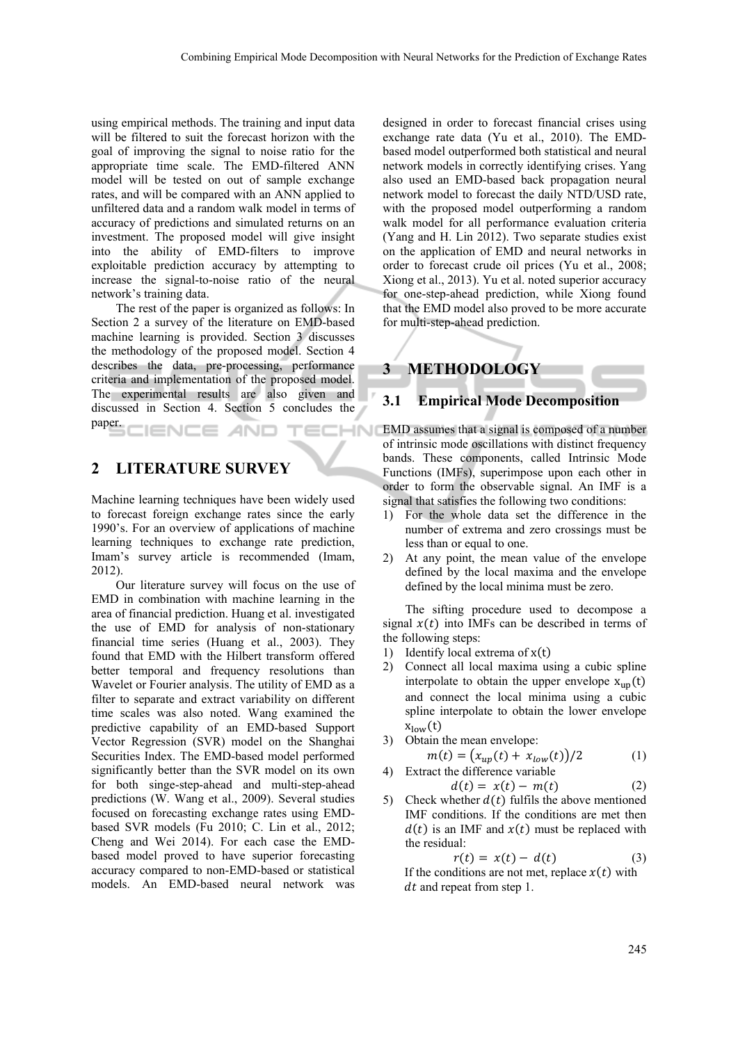using empirical methods. The training and input data will be filtered to suit the forecast horizon with the goal of improving the signal to noise ratio for the appropriate time scale. The EMD-filtered ANN model will be tested on out of sample exchange rates, and will be compared with an ANN applied to unfiltered data and a random walk model in terms of accuracy of predictions and simulated returns on an investment. The proposed model will give insight into the ability of EMD-filters to improve exploitable prediction accuracy by attempting to increase the signal-to-noise ratio of the neural network's training data.

The rest of the paper is organized as follows: In Section 2 a survey of the literature on EMD-based machine learning is provided. Section 3 discusses the methodology of the proposed model. Section 4 describes the data, pre-processing, performance criteria and implementation of the proposed model. The experimental results are also given and discussed in Section 4. Section 5 concludes the paper.

## 2 LITERATURE SURVEY

Machine learning techniques have been widely used to forecast foreign exchange rates since the early 1990's. For an overview of applications of machine learning techniques to exchange rate prediction, Imam's survey article is recommended (Imam, 2012).

Our literature survey will focus on the use of EMD in combination with machine learning in the area of financial prediction. Huang et al. investigated the use of EMD for analysis of non-stationary financial time series (Huang et al., 2003). They found that EMD with the Hilbert transform offered better temporal and frequency resolutions than Wavelet or Fourier analysis. The utility of EMD as a filter to separate and extract variability on different time scales was also noted. Wang examined the predictive capability of an EMD-based Support Vector Regression (SVR) model on the Shanghai Securities Index. The EMD-based model performed significantly better than the SVR model on its own for both singe-step-ahead and multi-step-ahead predictions (W. Wang et al., 2009). Several studies focused on forecasting exchange rates using EMD-based SVR models (Fu 2010; C. Lin et al., 2012; Cheng and Wei 2014). For each case the EMD-based model proved to have superior forecasting accuracy compared to non-EMD-based or statistical models. An EMD-based neural network was designed in order to forecast financial crises using exchange rate data (Yu et al., 2010). The EMD-based model outperformed both statistical and neural network models in correctly identifying crises. Yang also used an EMD-based back propagation neural network model to forecast the daily NTD/USD rate, with the proposed model outperforming a random walk model for all performance evaluation criteria (Yang and H. Lin 2012). Two separate studies exist on the application of EMD and neural networks in order to forecast crude oil prices (Yu et al., 2008; Xiong et al., 2013). Yu et al. noted superior accuracy for one-step-ahead prediction, while Xiong found that the EMD model also proved to be more accurate for multi-step-ahead prediction.

## 3 METHODOLOGY

### 3.1 Empirical Mode Decomposition

EMD assumes that a signal is composed of a number of intrinsic mode oscillations with distinct frequency bands. These components, called Intrinsic Mode Functions (IMFs), superimpose upon each other in order to form the observable signal. An IMF is a signal that satisfies the following two conditions:

1) For the whole data set the difference in the number of extrema and zero crossings must be less than or equal to one.
2) At any point, the mean value of the envelope defined by the local maxima and the envelope defined by the local minima must be zero.

The sifting procedure used to decompose a signal $x(t)$ into IMFs can be described in terms of the following steps:

1) Identify local extrema of $x(t)$
2) Connect all local maxima using a cubic spline interpolate to obtain the upper envelope $x_{up}(t)$ and connect the local minima using a cubic spline interpolate to obtain the lower envelope $x_{low}(t)$
3) Obtain the mean envelope:
$$m(t) = \left(x_{up}(t) + x_{low}(t)\right)/2 \tag{1}$$
4) Extract the difference variable
$$d(t) = x(t) - m(t) \tag{2}$$
5) Check whether $d(t)$ fulfils the above mentioned IMF conditions. If the conditions are met then $d(t)$ is an IMF and $x(t)$ must be replaced with the residual:
$$r(t) = x(t) - d(t) \tag{3}$$
If the conditions are not met, replace $x(t)$ with $dt$ and repeat from step 1.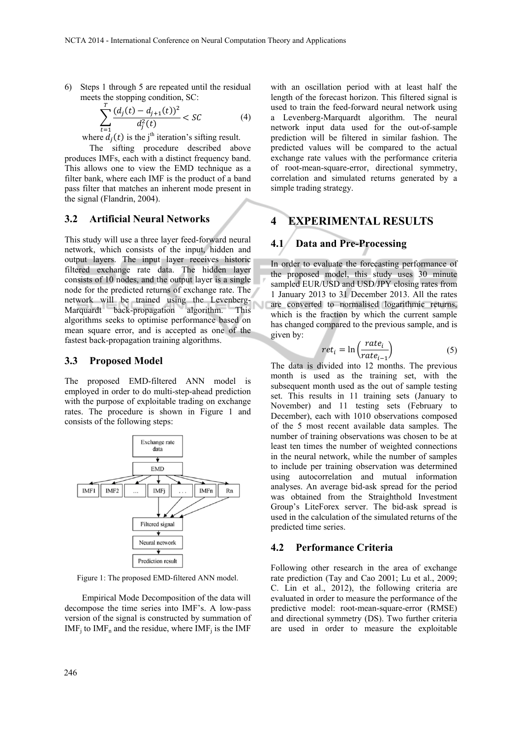6) Steps 1 through 5 are repeated until the residual meets the stopping condition, SC:

$$\sum_{t=1}^{T} \frac{(d_j(t) - d_{j+1}(t))^2}{d_j^2(t)} < SC \qquad (4)$$

where $d_j(t)$ is the j[th] iteration's sifting result.

The sifting procedure described above produces IMFs, each with a distinct frequency band. This allows one to view the EMD technique as a filter bank, where each IMF is the product of a band pass filter that matches an inherent mode present in the signal (Flandrin, 2004).

### 3.2 Artificial Neural Networks

This study will use a three layer feed-forward neural network, which consists of the input, hidden and output layers. The input layer receives historic filtered exchange rate data. The hidden layer consists of 10 nodes, and the output layer is a single node for the predicted returns of exchange rate. The network will be trained using the Levenberg-Marquardt back-propagation algorithm. This algorithms seeks to optimise performance based on mean square error, and is accepted as one of the fastest back-propagation training algorithms.

### 3.3 Proposed Model

The proposed EMD-filtered ANN model is employed in order to do multi-step-ahead prediction with the purpose of exploitable trading on exchange rates. The procedure is shown in Figure 1 and consists of the following steps:

Figure 1: The proposed EMD-filtered ANN model.

Empirical Mode Decomposition of the data will decompose the time series into IMF's. A low-pass version of the signal is constructed by summation of $IMF_j$ to $IMF_n$ and the residue, where $IMF_j$ is the IMF with an oscillation period with at least half the length of the forecast horizon. This filtered signal is used to train the feed-forward neural network using a Levenberg-Marquardt algorithm. The neural network input data used for the out-of-sample prediction will be filtered in similar fashion. The predicted values will be compared to the actual exchange rate values with the performance criteria of root-mean-square-error, directional symmetry, correlation and simulated returns generated by a simple trading strategy.

## 4 EXPERIMENTAL RESULTS

### 4.1 Data and Pre-Processing

In order to evaluate the forecasting performance of the proposed model, this study uses 30 minute sampled EUR/USD and USD/JPY closing rates from 1 January 2013 to 31 December 2013. All the rates are converted to normalised logarithmic returns, which is the fraction by which the current sample has changed compared to the previous sample, and is given by:

$$ret_i = \ln\left(\frac{rate_i}{rate_{i-1}}\right) \qquad (5)$$

The data is divided into 12 months. The previous month is used as the training set, with the subsequent month used as the out of sample testing set. This results in 11 training sets (January to November) and 11 testing sets (February to December), each with 1010 observations composed of the 5 most recent available data samples. The number of training observations was chosen to be at least ten times the number of weighted connections in the neural network, while the number of samples to include per training observation was determined using autocorrelation and mutual information analyses. An average bid-ask spread for the period was obtained from the Straighthold Investment Group's LiteForex server. The bid-ask spread is used in the calculation of the simulated returns of the predicted time series.

### 4.2 Performance Criteria

Following other research in the area of exchange rate prediction (Tay and Cao 2001; Lu et al., 2009; C. Lin et al., 2012), the following criteria are evaluated in order to measure the performance of the predictive model: root-mean-square-error (RMSE) and directional symmetry (DS). Two further criteria are used in order to measure the exploitable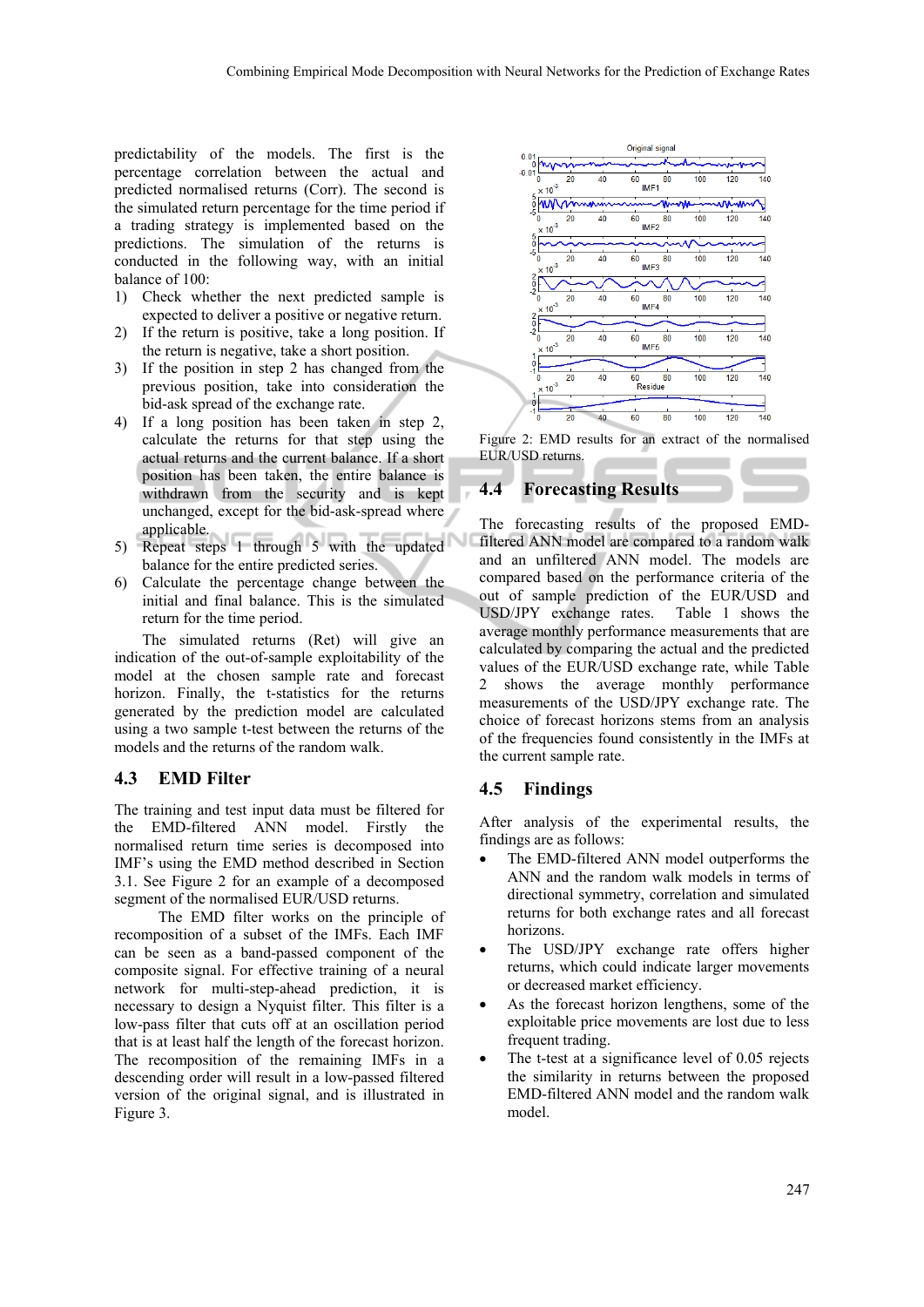predictability of the models. The first is the percentage correlation between the actual and predicted normalised returns (Corr). The second is the simulated return percentage for the time period if a trading strategy is implemented based on the predictions. The simulation of the returns is conducted in the following way, with an initial balance of 100:

1) Check whether the next predicted sample is expected to deliver a positive or negative return.
2) If the return is positive, take a long position. If the return is negative, take a short position.
3) If the position in step 2 has changed from the previous position, take into consideration the bid-ask spread of the exchange rate.
4) If a long position has been taken in step 2, calculate the returns for that step using the actual returns and the current balance. If a short position has been taken, the entire balance is withdrawn from the security and is kept unchanged, except for the bid-ask-spread where applicable.
5) Repeat steps 1 through 5 with the updated balance for the entire predicted series.
6) Calculate the percentage change between the initial and final balance. This is the simulated return for the time period.

The simulated returns (Ret) will give an indication of the out-of-sample exploitability of the model at the chosen sample rate and forecast horizon. Finally, the t-statistics for the returns generated by the prediction model are calculated using a two sample t-test between the returns of the models and the returns of the random walk.

## 4.3 EMD Filter

The training and test input data must be filtered for the EMD-filtered ANN model. Firstly the normalised return time series is decomposed into IMF's using the EMD method described in Section 3.1. See Figure 2 for an example of a decomposed segment of the normalised EUR/USD returns.

The EMD filter works on the principle of recomposition of a subset of the IMFs. Each IMF can be seen as a band-passed component of the composite signal. For effective training of a neural network for multi-step-ahead prediction, it is necessary to design a Nyquist filter. This filter is a low-pass filter that cuts off at an oscillation period that is at least half the length of the forecast horizon. The recomposition of the remaining IMFs in a descending order will result in a low-passed filtered version of the original signal, and is illustrated in Figure 3.

Figure 2: EMD results for an extract of the normalised EUR/USD returns.

## 4.4 Forecasting Results

The forecasting results of the proposed EMD-filtered ANN model are compared to a random walk and an unfiltered ANN model. The models are compared based on the performance criteria of the out of sample prediction of the EUR/USD and USD/JPY exchange rates. Table 1 shows the average monthly performance measurements that are calculated by comparing the actual and the predicted values of the EUR/USD exchange rate, while Table 2 shows the average monthly performance measurements of the USD/JPY exchange rate. The choice of forecast horizons stems from an analysis of the frequencies found consistently in the IMFs at the current sample rate.

## 4.5 Findings

After analysis of the experimental results, the findings are as follows:

- The EMD-filtered ANN model outperforms the ANN and the random walk models in terms of directional symmetry, correlation and simulated returns for both exchange rates and all forecast horizons.
- The USD/JPY exchange rate offers higher returns, which could indicate larger movements or decreased market efficiency.
- As the forecast horizon lengthens, some of the exploitable price movements are lost due to less frequent trading.
- The t-test at a significance level of 0.05 rejects the similarity in returns between the proposed EMD-filtered ANN model and the random walk model.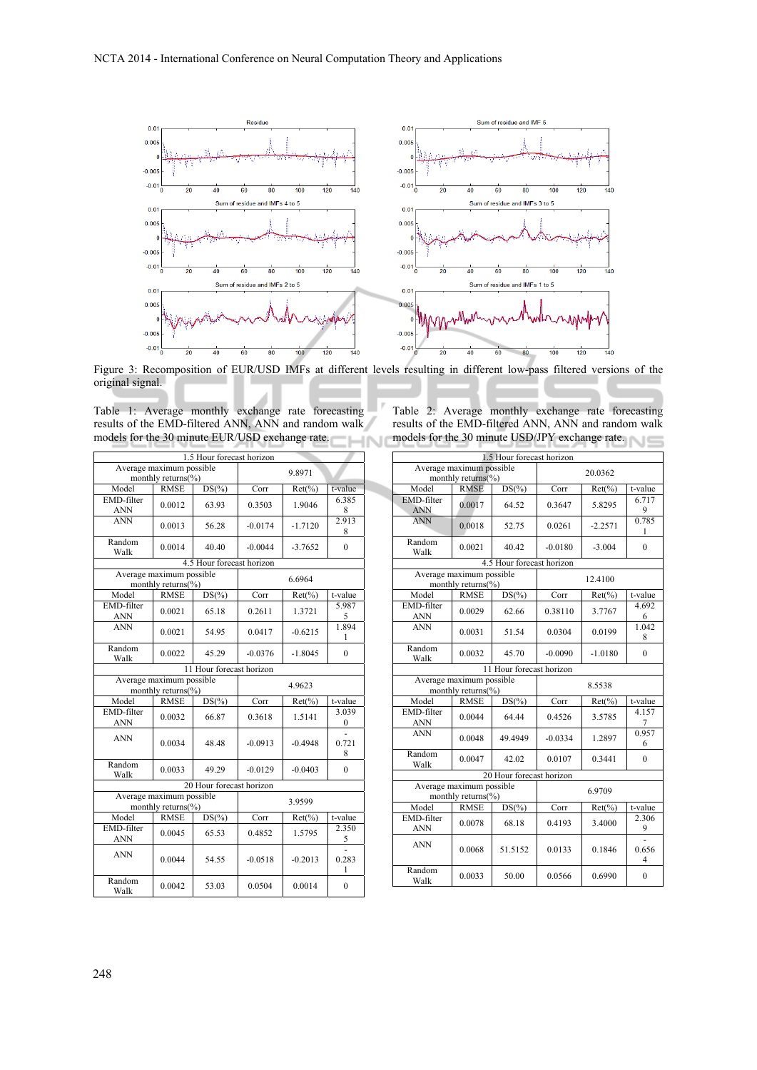Figure 3: Recomposition of EUR/USD IMFs at different levels resulting in different low-pass filtered versions of the original signal.

Table 1: Average monthly exchange rate forecasting results of the EMD-filtered ANN, ANN and random walk models for the 30 minute EUR/USD exchange rate.

| 1.5 Hour forecast horizon | | | | | |
|---|---|---|---|---|---|
| Average maximum possible monthly returns(%) | | | 9.8971 | | |
| Model | RMSE | DS(%) | Corr | Ret(%) | t-value |
| EMD-filter ANN | 0.0012 | 63.93 | 0.3503 | 1.9046 | 6.3858 |
| ANN | 0.0013 | 56.28 | -0.0174 | -1.7120 | 2.9138 |
| Random Walk | 0.0014 | 40.40 | -0.0044 | -3.7652 | 0 |
| 4.5 Hour forecast horizon | | | | | |
| Average maximum possible monthly returns(%) | | | 6.6964 | | |
| Model | RMSE | DS(%) | Corr | Ret(%) | t-value |
| EMD-filter ANN | 0.0021 | 65.18 | 0.2611 | 1.3721 | 5.9875 |
| ANN | 0.0021 | 54.95 | 0.0417 | -0.6215 | 1.8941 |
| Random Walk | 0.0022 | 45.29 | -0.0376 | -1.8045 | 0 |
| 11 Hour forecast horizon | | | | | |
| Average maximum possible monthly returns(%) | | | 4.9623 | | |
| Model | RMSE | DS(%) | Corr | Ret(%) | t-value |
| EMD-filter ANN | 0.0032 | 66.87 | 0.3618 | 1.5141 | 3.0390 |
| ANN | 0.0034 | 48.48 | -0.0913 | -0.4948 | -0.7218 |
| Random Walk | 0.0033 | 49.29 | -0.0129 | -0.0403 | 0 |
| 20 Hour forecast horizon | | | | | |
| Average maximum possible monthly returns(%) | | | 3.9599 | | |
| Model | RMSE | DS(%) | Corr | Ret(%) | t-value |
| EMD-filter ANN | 0.0045 | 65.53 | 0.4852 | 1.5795 | 2.3505 |
| ANN | 0.0044 | 54.55 | -0.0518 | -0.2013 | -0.2831 |
| Random Walk | 0.0042 | 53.03 | 0.0504 | 0.0014 | 0 |

Table 2: Average monthly exchange rate forecasting results of the EMD-filtered ANN, ANN and random walk models for the 30 minute USD/JPY exchange rate.

| 1.5 Hour forecast horizon | | | | | |
|---|---|---|---|---|---|
| Average maximum possible monthly returns(%) | | | 20.0362 | | |
| Model | RMSE | DS(%) | Corr | Ret(%) | t-value |
| EMD-filter ANN | 0.0017 | 64.52 | 0.3647 | 5.8295 | 6.7179 |
| ANN | 0.0018 | 52.75 | 0.0261 | -2.2571 | 0.7851 |
| Random Walk | 0.0021 | 40.42 | -0.0180 | -3.004 | 0 |
| 4.5 Hour forecast horizon | | | | | |
| Average maximum possible monthly returns(%) | | | 12.4100 | | |
| Model | RMSE | DS(%) | Corr | Ret(%) | t-value |
| EMD-filter ANN | 0.0029 | 62.66 | 0.38110 | 3.7767 | 4.6926 |
| ANN | 0.0031 | 51.54 | 0.0304 | 0.0199 | 1.0428 |
| Random Walk | 0.0032 | 45.70 | -0.0090 | -1.0180 | 0 |
| 11 Hour forecast horizon | | | | | |
| Average maximum possible monthly returns(%) | | | 8.5538 | | |
| Model | RMSE | DS(%) | Corr | Ret(%) | t-value |
| EMD-filter ANN | 0.0044 | 64.44 | 0.4526 | 3.5785 | 4.1577 |
| ANN | 0.0048 | 49.4949 | -0.0334 | 1.2897 | 0.9576 |
| Random Walk | 0.0047 | 42.02 | 0.0107 | 0.3441 | 0 |
| 20 Hour forecast horizon | | | | | |
| Average maximum possible monthly returns(%) | | | 6.9709 | | |
| Model | RMSE | DS(%) | Corr | Ret(%) | t-value |
| EMD-filter ANN | 0.0078 | 68.18 | 0.4193 | 3.4000 | 2.3069 |
| ANN | 0.0068 | 51.5152 | 0.0133 | 0.1846 | -0.6564 |
| Random Walk | 0.0033 | 50.00 | 0.0566 | 0.6990 | 0 |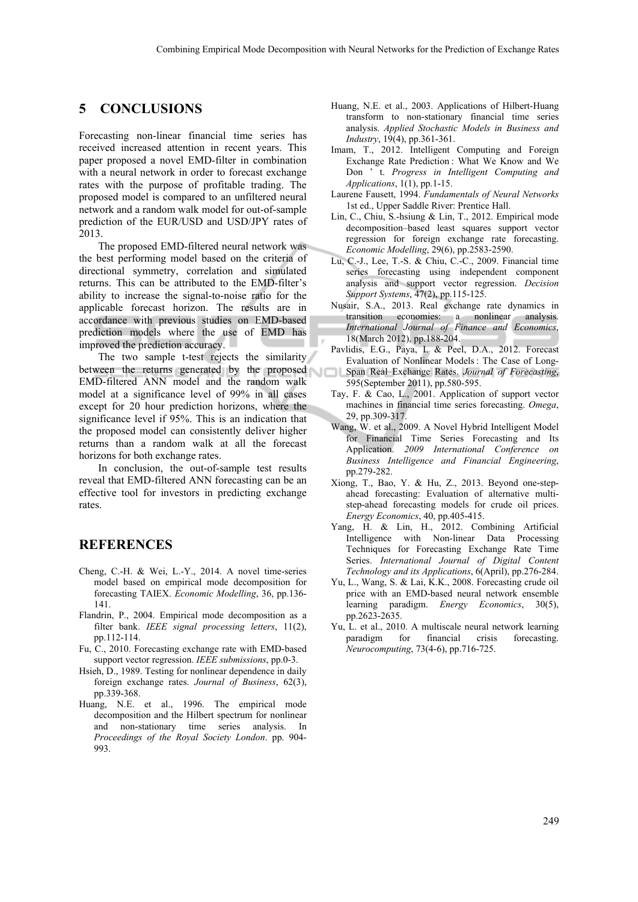## 5 CONCLUSIONS

Forecasting non-linear financial time series has received increased attention in recent years. This paper proposed a novel EMD-filter in combination with a neural network in order to forecast exchange rates with the purpose of profitable trading. The proposed model is compared to an unfiltered neural network and a random walk model for out-of-sample prediction of the EUR/USD and USD/JPY rates of 2013.

The proposed EMD-filtered neural network was the best performing model based on the criteria of directional symmetry, correlation and simulated returns. This can be attributed to the EMD-filter's ability to increase the signal-to-noise ratio for the applicable forecast horizon. The results are in accordance with previous studies on EMD-based prediction models where the use of EMD has improved the prediction accuracy.

The two sample t-test rejects the similarity between the returns generated by the proposed EMD-filtered ANN model and the random walk model at a significance level of 99% in all cases except for 20 hour prediction horizons, where the significance level if 95%. This is an indication that the proposed model can consistently deliver higher returns than a random walk at all the forecast horizons for both exchange rates.

In conclusion, the out-of-sample test results reveal that EMD-filtered ANN forecasting can be an effective tool for investors in predicting exchange rates.

## REFERENCES

Cheng, C.-H. & Wei, L.-Y., 2014. A novel time-series model based on empirical mode decomposition for forecasting TAIEX. *Economic Modelling*, 36, pp.136-141.

Flandrin, P., 2004. Empirical mode decomposition as a filter bank. *IEEE signal processing letters*, 11(2), pp.112-114.

Fu, C., 2010. Forecasting exchange rate with EMD-based support vector regression. *IEEE submissions*, pp.0-3.

Hsieh, D., 1989. Testing for nonlinear dependence in daily foreign exchange rates. *Journal of Business*, 62(3), pp.339-368.

Huang, N.E. et al., 1996. The empirical mode decomposition and the Hilbert spectrum for nonlinear and non-stationary time series analysis. In *Proceedings of the Royal Society London*. pp. 904-993.

Huang, N.E. et al., 2003. Applications of Hilbert-Huang transform to non-stationary financial time series analysis. *Applied Stochastic Models in Business and Industry*, 19(4), pp.361-361.

Imam, T., 2012. Intelligent Computing and Foreign Exchange Rate Prediction : What We Know and We Don ' t. *Progress in Intelligent Computing and Applications*, 1(1), pp.1-15.

Laurene Fausett, 1994. *Fundamentals of Neural Networks* 1st ed., Upper Saddle River: Prentice Hall.

Lin, C., Chiu, S.-hsiung & Lin, T., 2012. Empirical mode decomposition–based least squares support vector regression for foreign exchange rate forecasting. *Economic Modelling*, 29(6), pp.2583-2590.

Lu, C.-J., Lee, T.-S. & Chiu, C.-C., 2009. Financial time series forecasting using independent component analysis and support vector regression. *Decision Support Systems*, 47(2), pp.115-125.

Nusair, S.A., 2013. Real exchange rate dynamics in transition economies: a nonlinear analysis. *International Journal of Finance and Economics*, 18(March 2012), pp.188-204.

Pavlidis, E.G., Paya, I. & Peel, D.A., 2012. Forecast Evaluation of Nonlinear Models : The Case of Long-Span Real Exchange Rates. *Journal of Forecasting*, 595(September 2011), pp.580-595.

Tay, F. & Cao, L., 2001. Application of support vector machines in financial time series forecasting. *Omega*, 29, pp.309-317.

Wang, W. et al., 2009. A Novel Hybrid Intelligent Model for Financial Time Series Forecasting and Its Application. *2009 International Conference on Business Intelligence and Financial Engineering*, pp.279-282.

Xiong, T., Bao, Y. & Hu, Z., 2013. Beyond one-step-ahead forecasting: Evaluation of alternative multi-step-ahead forecasting models for crude oil prices. *Energy Economics*, 40, pp.405-415.

Yang, H. & Lin, H., 2012. Combining Artificial Intelligence with Non-linear Data Processing Techniques for Forecasting Exchange Rate Time Series. *International Journal of Digital Content Technology and its Applications*, 6(April), pp.276-284.

Yu, L., Wang, S. & Lai, K.K., 2008. Forecasting crude oil price with an EMD-based neural network ensemble learning paradigm. *Energy Economics*, 30(5), pp.2623-2635.

Yu, L. et al., 2010. A multiscale neural network learning paradigm for financial crisis forecasting. *Neurocomputing*, 73(4-6), pp.716-725.